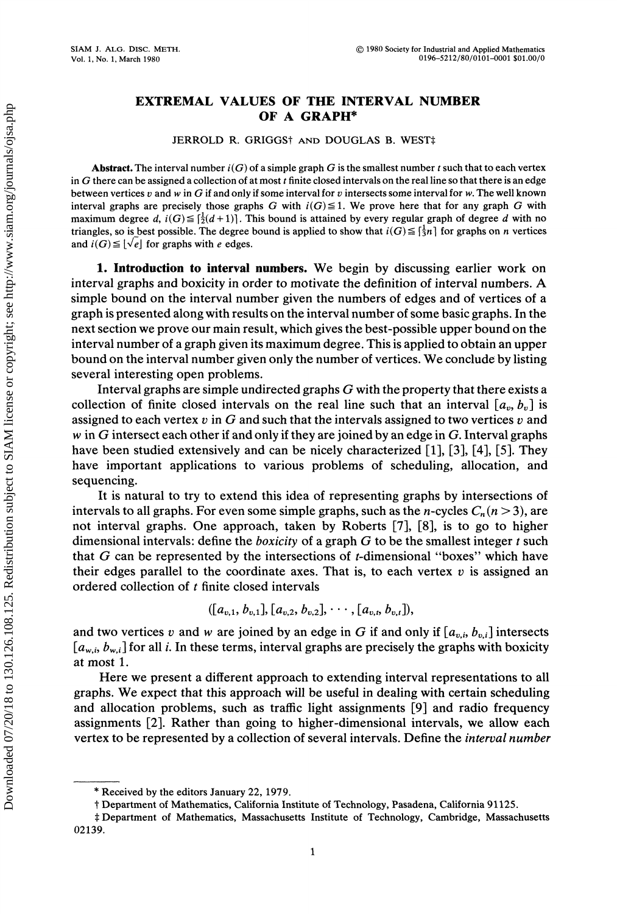# EXTREMAL VALUES OF THE INTERVAL NUMBER OF A GRAPH*

JERROLD R. GRIGGS† AND DOUGLAS B. WEST‡

**Abstract.** The interval number $i(G)$ of a simple graph $G$ is the smallest number $t$ such that to each vertex in $G$ there can be assigned a collection of at most $t$ finite closed intervals on the real line so that there is an edge between vertices $v$ and $w$ in $G$ if and only if some interval for $v$ intersects some interval for $w$. The well known interval graphs are precisely those graphs $G$ with $i(G) \leq 1$. We prove here that for any graph $G$ with maximum degree $d$, $i(G) \leq \lceil \frac{1}{2}(d+1) \rceil$. This bound is attained by every regular graph of degree $d$ with no triangles, so is best possible. The degree bound is applied to show that $i(G) \leq \lceil \frac{1}{3}n \rceil$ for graphs on $n$ vertices and $i(G) \leq \lfloor \sqrt{e} \rfloor$ for graphs with $e$ edges.

## 1. Introduction to interval numbers.

We begin by discussing earlier work on interval graphs and boxicity in order to motivate the definition of interval numbers. A simple bound on the interval number given the numbers of edges and of vertices of a graph is presented along with results on the interval number of some basic graphs. In the next section we prove our main result, which gives the best-possible upper bound on the interval number of a graph given its maximum degree. This is applied to obtain an upper bound on the interval number given only the number of vertices. We conclude by listing several interesting open problems.

Interval graphs are simple undirected graphs $G$ with the property that there exists a collection of finite closed intervals on the real line such that an interval $[a_v, b_v]$ is assigned to each vertex $v$ in $G$ and such that the intervals assigned to two vertices $v$ and $w$ in $G$ intersect each other if and only if they are joined by an edge in $G$. Interval graphs have been studied extensively and can be nicely characterized [1], [3], [4], [5]. They have important applications to various problems of scheduling, allocation, and sequencing.

It is natural to try to extend this idea of representing graphs by intersections of intervals to all graphs. For even some simple graphs, such as the $n$-cycles $C_n$ $(n > 3)$, are not interval graphs. One approach, taken by Roberts [7], [8], is to go to higher dimensional intervals: define the *boxicity* of a graph $G$ to be the smallest integer $t$ such that $G$ can be represented by the intersections of $t$-dimensional "boxes" which have their edges parallel to the coordinate axes. That is, to each vertex $v$ is assigned an ordered collection of $t$ finite closed intervals

$$([a_{v,1}, b_{v,1}], [a_{v,2}, b_{v,2}], \cdots, [a_{v,t}, b_{v,t}]),$$

and two vertices $v$ and $w$ are joined by an edge in $G$ if and only if $[a_{v,i}, b_{v,i}]$ intersects $[a_{w,i}, b_{w,i}]$ for all $i$. In these terms, interval graphs are precisely the graphs with boxicity at most 1.

Here we present a different approach to extending interval representations to all graphs. We expect that this approach will be useful in dealing with certain scheduling and allocation problems, such as traffic light assignments [9] and radio frequency assignments [2]. Rather than going to higher-dimensional intervals, we allow each vertex to be represented by a collection of several intervals. Define the *interval number*

---

* Received by the editors January 22, 1979.

† Department of Mathematics, California Institute of Technology, Pasadena, California 91125.

‡ Department of Mathematics, Massachusetts Institute of Technology, Cambridge, Massachusetts 02139.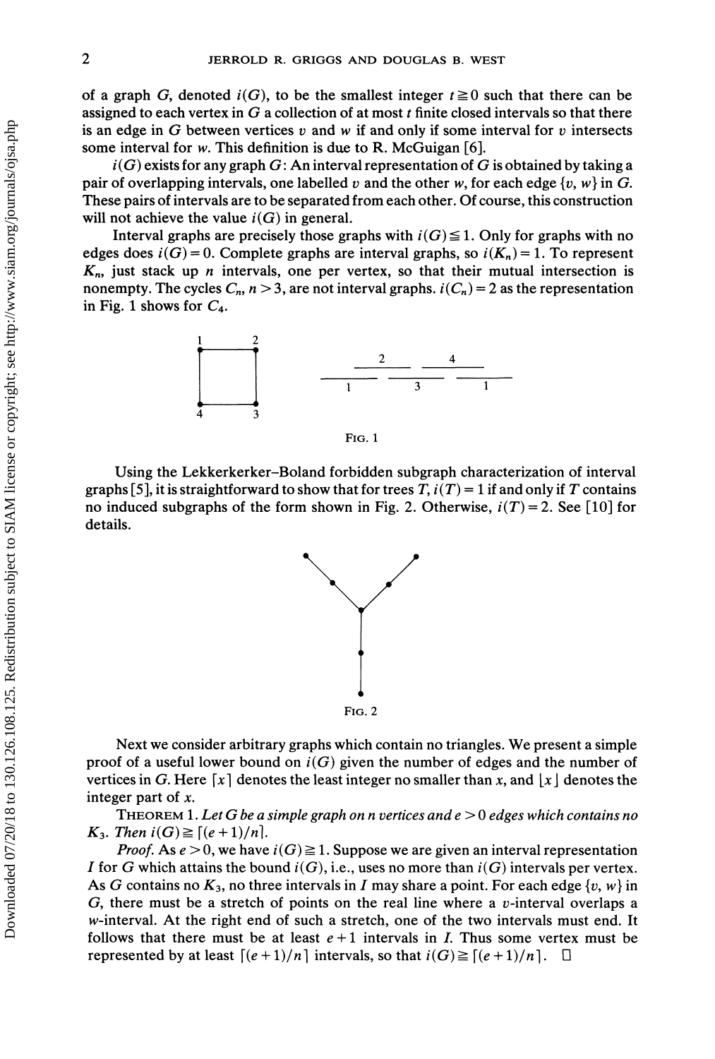of a graph $G$, denoted $i(G)$, to be the smallest integer $t \geqq 0$ such that there can be assigned to each vertex in $G$ a collection of at most $t$ finite closed intervals so that there is an edge in $G$ between vertices $v$ and $w$ if and only if some interval for $v$ intersects some interval for $w$. This definition is due to R. McGuigan [6].

$i(G)$ exists for any graph $G$: An interval representation of $G$ is obtained by taking a pair of overlapping intervals, one labelled $v$ and the other $w$, for each edge $\{v, w\}$ in $G$. These pairs of intervals are to be separated from each other. Of course, this construction will not achieve the value $i(G)$ in general.

Interval graphs are precisely those graphs with $i(G) \leqq 1$. Only for graphs with no edges does $i(G) = 0$. Complete graphs are interval graphs, so $i(K_n) = 1$. To represent $K_n$, just stack up $n$ intervals, one per vertex, so that their mutual intersection is nonempty. The cycles $C_n$, $n > 3$, are not interval graphs. $i(C_n) = 2$ as the representation in Fig. 1 shows for $C_4$.

FIG. 1

Using the Lekkerkerker–Boland forbidden subgraph characterization of interval graphs [5], it is straightforward to show that for trees $T$, $i(T) = 1$ if and only if $T$ contains no induced subgraphs of the form shown in Fig. 2. Otherwise, $i(T) = 2$. See [10] for details.

FIG. 2

Next we consider arbitrary graphs which contain no triangles. We present a simple proof of a useful lower bound on $i(G)$ given the number of edges and the number of vertices in $G$. Here $\lceil x \rceil$ denotes the least integer no smaller than $x$, and $\lfloor x \rfloor$ denotes the integer part of $x$.

THEOREM 1. *Let $G$ be a simple graph on $n$ vertices and $e > 0$ edges which contains no $K_3$. Then $i(G) \geqq \lceil (e+1)/n \rceil$.*

*Proof.* As $e > 0$, we have $i(G) \geqq 1$. Suppose we are given an interval representation $I$ for $G$ which attains the bound $i(G)$, i.e., uses no more than $i(G)$ intervals per vertex. As $G$ contains no $K_3$, no three intervals in $I$ may share a point. For each edge $\{v, w\}$ in $G$, there must be a stretch of points on the real line where a $v$-interval overlaps a $w$-interval. At the right end of such a stretch, one of the two intervals must end. It follows that there must be at least $e + 1$ intervals in $I$. Thus some vertex must be represented by at least $\lceil (e+1)/n \rceil$ intervals, so that $i(G) \geqq \lceil (e+1)/n \rceil$. □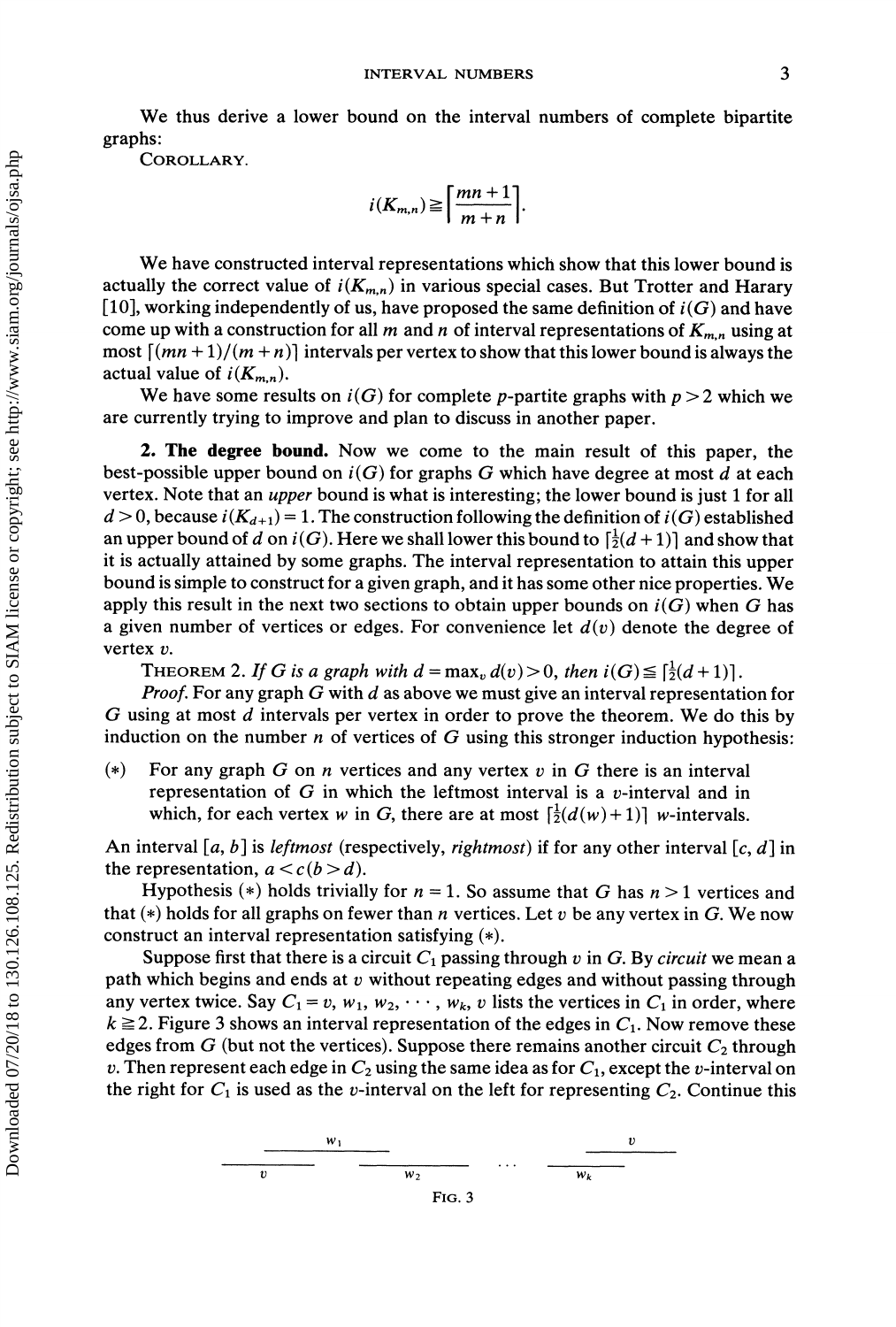We thus derive a lower bound on the interval numbers of complete bipartite graphs:

COROLLARY.

$$i(K_{m,n}) \geqq \left\lceil \frac{mn+1}{m+n} \right\rceil.$$

We have constructed interval representations which show that this lower bound is actually the correct value of $i(K_{m,n})$ in various special cases. But Trotter and Harary [10], working independently of us, have proposed the same definition of $i(G)$ and have come up with a construction for all $m$ and $n$ of interval representations of $K_{m,n}$ using at most $\lceil (mn+1)/(m+n) \rceil$ intervals per vertex to show that this lower bound is always the actual value of $i(K_{m,n})$.

We have some results on $i(G)$ for complete $p$-partite graphs with $p>2$ which we are currently trying to improve and plan to discuss in another paper.

**2. The degree bound.** Now we come to the main result of this paper, the best-possible upper bound on $i(G)$ for graphs $G$ which have degree at most $d$ at each vertex. Note that an *upper* bound is what is interesting; the lower bound is just 1 for all $d>0$, because $i(K_{d+1})=1$. The construction following the definition of $i(G)$ established an upper bound of $d$ on $i(G)$. Here we shall lower this bound to $\lceil \frac{1}{2}(d+1) \rceil$ and show that it is actually attained by some graphs. The interval representation to attain this upper bound is simple to construct for a given graph, and it has some other nice properties. We apply this result in the next two sections to obtain upper bounds on $i(G)$ when $G$ has a given number of vertices or edges. For convenience let $d(v)$ denote the degree of vertex $v$.

THEOREM 2. *If $G$ is a graph with $d=\max_v d(v)>0$, then $i(G) \leqq \lceil \frac{1}{2}(d+1) \rceil$.*

*Proof.* For any graph $G$ with $d$ as above we must give an interval representation for $G$ using at most $d$ intervals per vertex in order to prove the theorem. We do this by induction on the number $n$ of vertices of $G$ using this stronger induction hypothesis:

(*) For any graph $G$ on $n$ vertices and any vertex $v$ in $G$ there is an interval representation of $G$ in which the leftmost interval is a $v$-interval and in which, for each vertex $w$ in $G$, there are at most $\lceil \frac{1}{2}(d(w)+1) \rceil$ $w$-intervals.

An interval $[a, b]$ is *leftmost* (respectively, *rightmost*) if for any other interval $[c, d]$ in the representation, $a<c$ $(b>d)$.

Hypothesis (*) holds trivially for $n=1$. So assume that $G$ has $n>1$ vertices and that (*) holds for all graphs on fewer than $n$ vertices. Let $v$ be any vertex in $G$. We now construct an interval representation satisfying (*).

Suppose first that there is a circuit $C_1$ passing through $v$ in $G$. By *circuit* we mean a path which begins and ends at $v$ without repeating edges and without passing through any vertex twice. Say $C_1 = v, w_1, w_2, \cdots, w_k, v$ lists the vertices in $C_1$ in order, where $k \geqq 2$. Figure 3 shows an interval representation of the edges in $C_1$. Now remove these edges from $G$ (but not the vertices). Suppose there remains another circuit $C_2$ through $v$. Then represent each edge in $C_2$ using the same idea as for $C_1$, except the $v$-interval on the right for $C_1$ is used as the $v$-interval on the left for representing $C_2$. Continue this

FIG. 3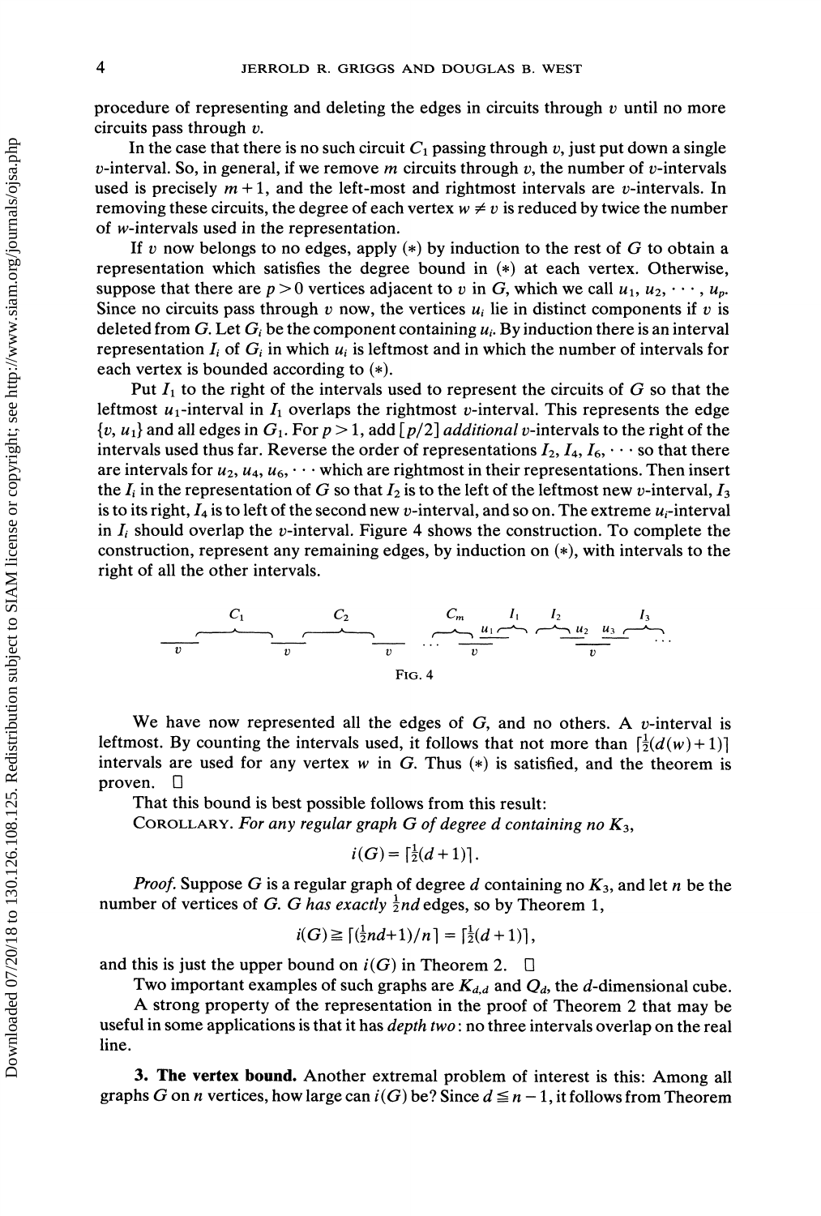procedure of representing and deleting the edges in circuits through $v$ until no more circuits pass through $v$.

In the case that there is no such circuit $C_1$ passing through $v$, just put down a single $v$-interval. So, in general, if we remove $m$ circuits through $v$, the number of $v$-intervals used is precisely $m+1$, and the left-most and rightmost intervals are $v$-intervals. In removing these circuits, the degree of each vertex $w \neq v$ is reduced by twice the number of $w$-intervals used in the representation.

If $v$ now belongs to no edges, apply (*) by induction to the rest of $G$ to obtain a representation which satisfies the degree bound in (*) at each vertex. Otherwise, suppose that there are $p > 0$ vertices adjacent to $v$ in $G$, which we call $u_1, u_2, \cdots, u_p$. Since no circuits pass through $v$ now, the vertices $u_i$ lie in distinct components if $v$ is deleted from $G$. Let $G_i$ be the component containing $u_i$. By induction there is an interval representation $I_i$ of $G_i$ in which $u_i$ is leftmost and in which the number of intervals for each vertex is bounded according to (*).

Put $I_1$ to the right of the intervals used to represent the circuits of $G$ so that the leftmost $u_1$-interval in $I_1$ overlaps the rightmost $v$-interval. This represents the edge $\{v, u_1\}$ and all edges in $G_1$. For $p > 1$, add $[p/2]$ *additional* $v$-intervals to the right of the intervals used thus far. Reverse the order of representations $I_2, I_4, I_6, \cdots$ so that there are intervals for $u_2, u_4, u_6, \cdots$ which are rightmost in their representations. Then insert the $I_i$ in the representation of $G$ so that $I_2$ is to the left of the leftmost new $v$-interval, $I_3$ is to its right, $I_4$ is to left of the second new $v$-interval, and so on. The extreme $u_i$-interval in $I_i$ should overlap the $v$-interval. Figure 4 shows the construction. To complete the construction, represent any remaining edges, by induction on (*), with intervals to the right of all the other intervals.

FIG. 4

We have now represented all the edges of $G$, and no others. A $v$-interval is leftmost. By counting the intervals used, it follows that not more than $\lceil \frac{1}{2}(d(w)+1) \rceil$ intervals are used for any vertex $w$ in $G$. Thus (*) is satisfied, and the theorem is proven. □

That this bound is best possible follows from this result:

COROLLARY. *For any regular graph $G$ of degree $d$ containing no $K_3$,*

$$i(G) = \lceil \tfrac{1}{2}(d+1) \rceil.$$

*Proof.* Suppose $G$ is a regular graph of degree $d$ containing no $K_3$, and let $n$ be the number of vertices of $G$. $G$ *has exactly* $\frac{1}{2}nd$ edges, so by Theorem 1,

$$i(G) \geqq \lceil (\tfrac{1}{2}nd+1)/n \rceil = \lceil \tfrac{1}{2}(d+1) \rceil,$$

and this is just the upper bound on $i(G)$ in Theorem 2. □

Two important examples of such graphs are $K_{d,d}$ and $Q_d$, the $d$-dimensional cube.

A strong property of the representation in the proof of Theorem 2 that may be useful in some applications is that it has *depth two*: no three intervals overlap on the real line.

## 3. The vertex bound.

Another extremal problem of interest is this: Among all graphs $G$ on $n$ vertices, how large can $i(G)$ be? Since $d \leqq n-1$, it follows from Theorem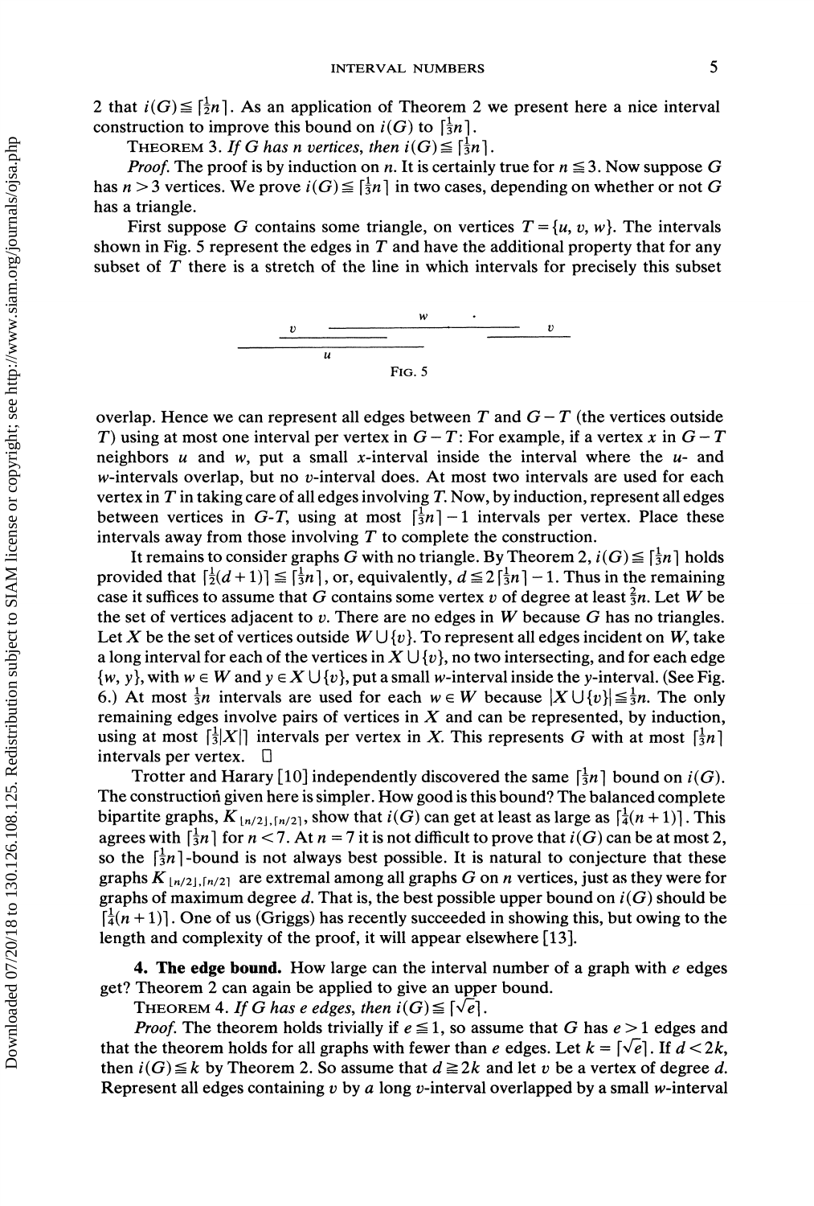2 that $i(G) \leq \lceil \frac{1}{2}n \rceil$. As an application of Theorem 2 we present here a nice interval construction to improve this bound on $i(G)$ to $\lceil \frac{1}{3}n \rceil$.

THEOREM 3. *If G has n vertices, then* $i(G) \leq \lceil \frac{1}{3}n \rceil$.

*Proof.* The proof is by induction on $n$. It is certainly true for $n \leq 3$. Now suppose $G$ has $n > 3$ vertices. We prove $i(G) \leq \lceil \frac{1}{3}n \rceil$ in two cases, depending on whether or not $G$ has a triangle.

First suppose $G$ contains some triangle, on vertices $T = \{u, v, w\}$. The intervals shown in Fig. 5 represent the edges in $T$ and have the additional property that for any subset of $T$ there is a stretch of the line in which intervals for precisely this subset

FIG. 5

overlap. Hence we can represent all edges between $T$ and $G - T$ (the vertices outside $T$) using at most one interval per vertex in $G - T$: For example, if a vertex $x$ in $G - T$ neighbors $u$ and $w$, put a small $x$-interval inside the interval where the $u$- and $w$-intervals overlap, but no $v$-interval does. At most two intervals are used for each vertex in $T$ in taking care of all edges involving $T$. Now, by induction, represent all edges between vertices in $G$-$T$, using at most $\lceil \frac{1}{3}n \rceil - 1$ intervals per vertex. Place these intervals away from those involving $T$ to complete the construction.

It remains to consider graphs $G$ with no triangle. By Theorem 2, $i(G) \leq \lceil \frac{1}{3}n \rceil$ holds provided that $\lceil \frac{1}{2}(d+1) \rceil \leq \lceil \frac{1}{3}n \rceil$, or, equivalently, $d \leq 2\lceil \frac{1}{3}n \rceil - 1$. Thus in the remaining case it suffices to assume that $G$ contains some vertex $v$ of degree at least $\frac{2}{3}n$. Let $W$ be the set of vertices adjacent to $v$. There are no edges in $W$ because $G$ has no triangles. Let $X$ be the set of vertices outside $W \cup \{v\}$. To represent all edges incident on $W$, take a long interval for each of the vertices in $X \cup \{v\}$, no two intersecting, and for each edge $\{w, y\}$, with $w \in W$ and $y \in X \cup \{v\}$, put a small $w$-interval inside the $y$-interval. (See Fig. 6.) At most $\frac{1}{3}n$ intervals are used for each $w \in W$ because $|X \cup \{v\}| \leq \frac{1}{3}n$. The only remaining edges involve pairs of vertices in $X$ and can be represented, by induction, using at most $\lceil \frac{1}{3}|X| \rceil$ intervals per vertex in $X$. This represents $G$ with at most $\lceil \frac{1}{3}n \rceil$ intervals per vertex. □

Trotter and Harary [10] independently discovered the same $\lceil \frac{1}{3}n \rceil$ bound on $i(G)$. The construction given here is simpler. How good is this bound? The balanced complete bipartite graphs, $K_{\lfloor n/2 \rfloor, \lceil n/2 \rceil}$, show that $i(G)$ can get at least as large as $\lceil \frac{1}{4}(n+1) \rceil$. This agrees with $\lceil \frac{1}{3}n \rceil$ for $n < 7$. At $n = 7$ it is not difficult to prove that $i(G)$ can be at most 2, so the $\lceil \frac{1}{3}n \rceil$-bound is not always best possible. It is natural to conjecture that these graphs $K_{\lfloor n/2 \rfloor, \lceil n/2 \rceil}$ are extremal among all graphs $G$ on $n$ vertices, just as they were for graphs of maximum degree $d$. That is, the best possible upper bound on $i(G)$ should be $\lceil \frac{1}{4}(n+1) \rceil$. One of us (Griggs) has recently succeeded in showing this, but owing to the length and complexity of the proof, it will appear elsewhere [13].

## 4. The edge bound.

How large can the interval number of a graph with $e$ edges get? Theorem 2 can again be applied to give an upper bound.

THEOREM 4. *If G has e edges, then* $i(G) \leq \lceil \sqrt{e} \rceil$.

*Proof.* The theorem holds trivially if $e \leq 1$, so assume that $G$ has $e > 1$ edges and that the theorem holds for all graphs with fewer than $e$ edges. Let $k = \lceil \sqrt{e} \rceil$. If $d < 2k$, then $i(G) \leq k$ by Theorem 2. So assume that $d \geq 2k$ and let $v$ be a vertex of degree $d$. Represent all edges containing $v$ by *a* long $v$-interval overlapped by a small $w$-interval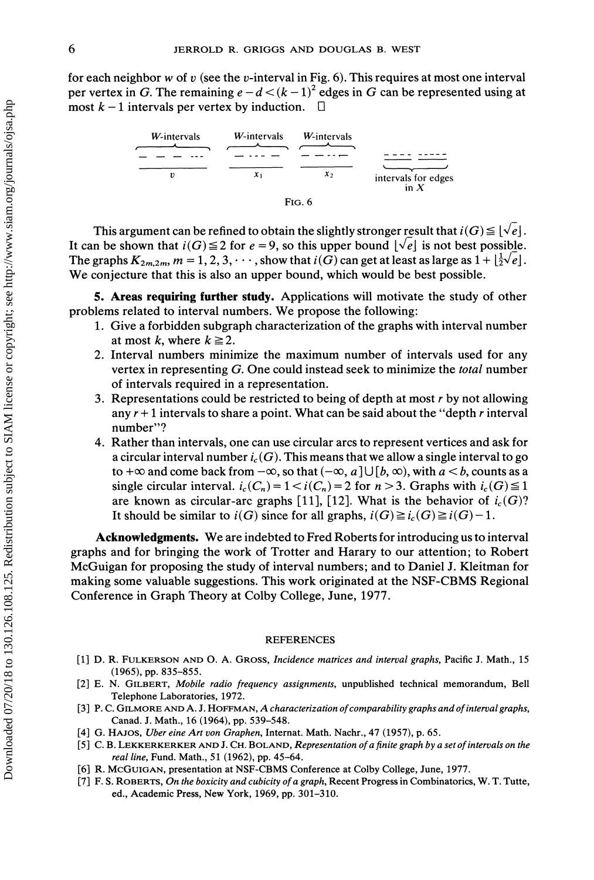for each neighbor $w$ of $v$ (see the $v$-interval in Fig. 6). This requires at most one interval per vertex in $G$. The remaining $e - d < (k-1)^2$ edges in $G$ can be represented using at most $k-1$ intervals per vertex by induction. □

FIG. 6

This argument can be refined to obtain the slightly stronger result that $i(G) \leqq \lfloor \sqrt{e} \rfloor$. It can be shown that $i(G) \leqq 2$ for $e = 9$, so this upper bound $\lfloor \sqrt{e} \rfloor$ is not best possible. The graphs $K_{2m,2m}$, $m = 1, 2, 3, \cdots$, show that $i(G)$ can get at least as large as $1 + \lfloor \frac{1}{2}\sqrt{e} \rfloor$. We conjecture that this is also an upper bound, which would be best possible.

## 5. Areas requiring further study.

Applications will motivate the study of other problems related to interval numbers. We propose the following:

1. Give a forbidden subgraph characterization of the graphs with interval number at most $k$, where $k \geqq 2$.
2. Interval numbers minimize the maximum number of intervals used for any vertex in representing $G$. One could instead seek to minimize the *total* number of intervals required in a representation.
3. Representations could be restricted to being of depth at most $r$ by not allowing any $r + 1$ intervals to share a point. What can be said about the "depth $r$ interval number"?
4. Rather than intervals, one can use circular arcs to represent vertices and ask for a circular interval number $i_c(G)$. This means that we allow a single interval to go to $+\infty$ and come back from $-\infty$, so that $(-\infty, a] \cup [b, \infty)$, with $a < b$, counts as a single circular interval. $i_c(C_n) = 1 < i(C_n) = 2$ for $n > 3$. Graphs with $i_c(G) \leqq 1$ are known as circular-arc graphs [11], [12]. What is the behavior of $i_c(G)$? It should be similar to $i(G)$ since for all graphs, $i(G) \geqq i_c(G) \geqq i(G) - 1$.

**Acknowledgments.** We are indebted to Fred Roberts for introducing us to interval graphs and for bringing the work of Trotter and Harary to our attention; to Robert McGuigan for proposing the study of interval numbers; and to Daniel J. Kleitman for making some valuable suggestions. This work originated at the NSF-CBMS Regional Conference in Graph Theory at Colby College, June, 1977.

## REFERENCES

[1] D. R. FULKERSON AND O. A. GROSS, *Incidence matrices and interval graphs*, Pacific J. Math., 15 (1965), pp. 835–855.

[2] E. N. GILBERT, *Mobile radio frequency assignments*, unpublished technical memorandum, Bell Telephone Laboratories, 1972.

[3] P. C. GILMORE AND A. J. HOFFMAN, *A characterization of comparability graphs and of interval graphs*, Canad. J. Math., 16 (1964), pp. 539–548.

[4] G. HAJOS, *Uber eine Art von Graphen*, Internat. Math. Nachr., 47 (1957), p. 65.

[5] C. B. LEKKERKERKER AND J. CH. BOLAND, *Representation of a finite graph by a set of intervals on the real line*, Fund. Math., 51 (1962), pp. 45–64.

[6] R. MCGUIGAN, presentation at NSF-CBMS Conference at Colby College, June, 1977.

[7] F. S. ROBERTS, *On the boxicity and cubicity of a graph*, Recent Progress in Combinatorics, W. T. Tutte, ed., Academic Press, New York, 1969, pp. 301–310.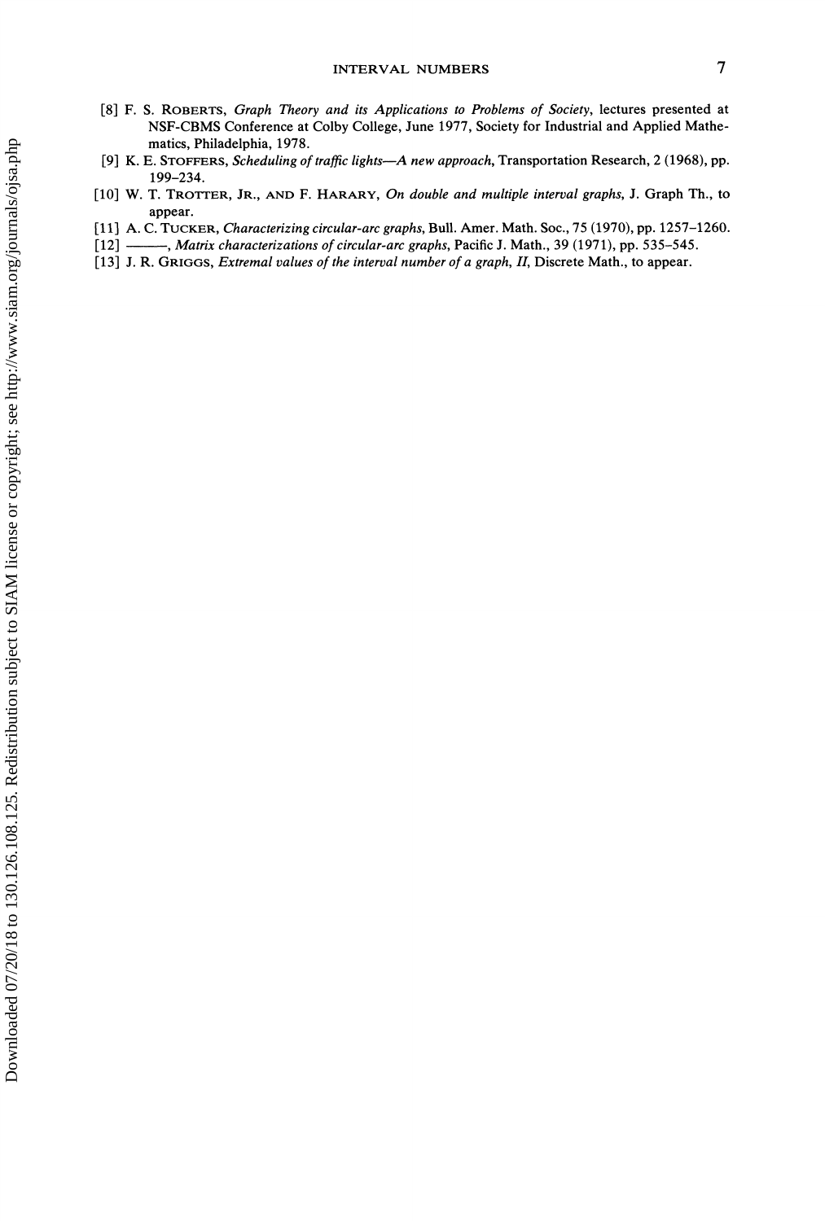[8] F. S. ROBERTS, *Graph Theory and its Applications to Problems of Society*, lectures presented at NSF-CBMS Conference at Colby College, June 1977, Society for Industrial and Applied Mathematics, Philadelphia, 1978.

[9] K. E. STOFFERS, *Scheduling of traffic lights—A new approach*, Transportation Research, 2 (1968), pp. 199–234.

[10] W. T. TROTTER, JR., AND F. HARARY, *On double and multiple interval graphs*, J. Graph Th., to appear.

[11] A. C. TUCKER, *Characterizing circular-arc graphs*, Bull. Amer. Math. Soc., 75 (1970), pp. 1257–1260.

[12] ———, *Matrix characterizations of circular-arc graphs*, Pacific J. Math., 39 (1971), pp. 535–545.

[13] J. R. GRIGGS, *Extremal values of the interval number of a graph, II*, Discrete Math., to appear.